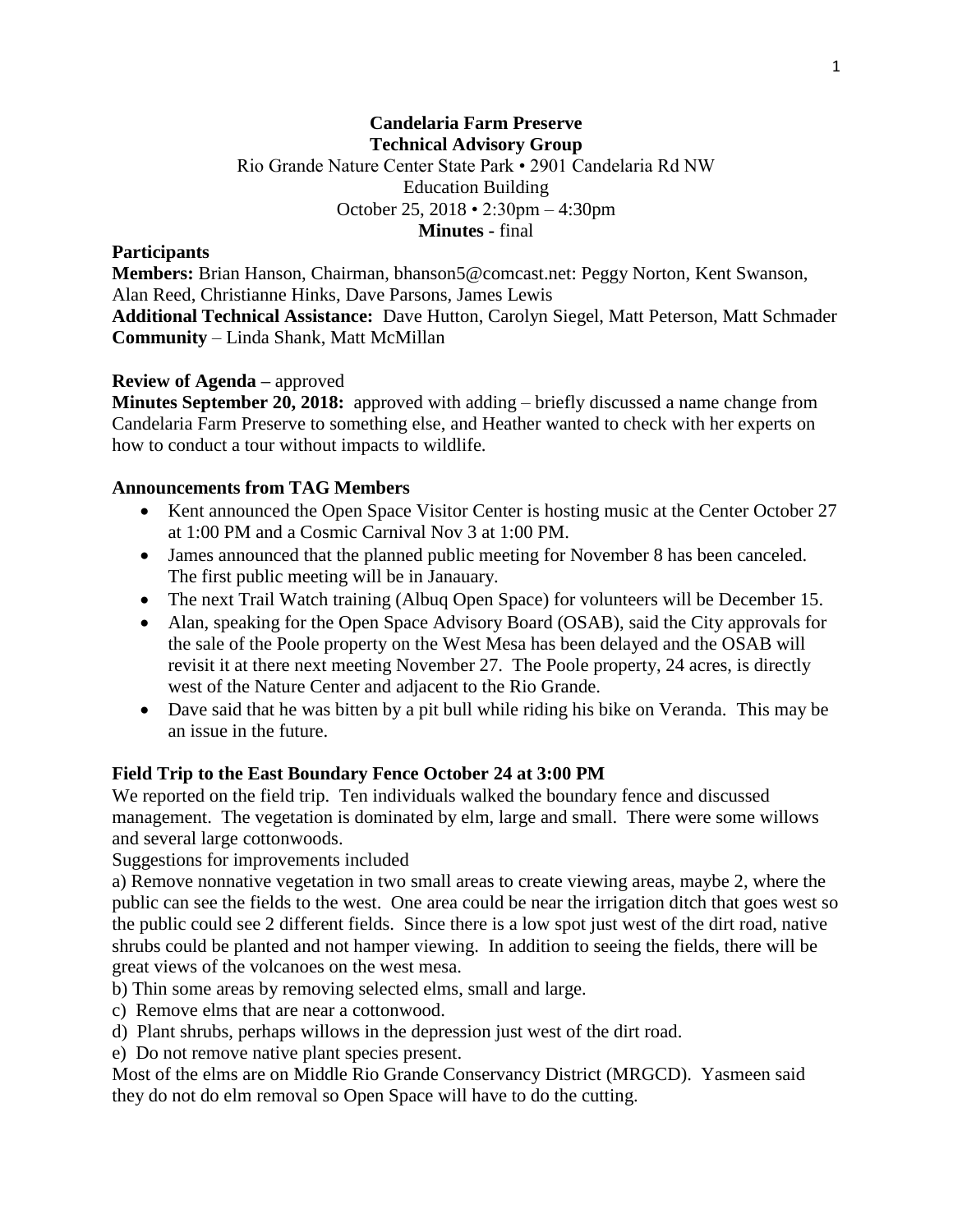**Candelaria Farm Preserve**
**Technical Advisory Group**
Rio Grande Nature Center State Park • 2901 Candelaria Rd NW
Education Building
October 25, 2018 • 2:30pm – 4:30pm
**Minutes -** final

**Participants**

**Members:** Brian Hanson, Chairman, bhanson5@comcast.net: Peggy Norton, Kent Swanson, Alan Reed, Christianne Hinks, Dave Parsons, James Lewis
**Additional Technical Assistance:** Dave Hutton, Carolyn Siegel, Matt Peterson, Matt Schmader
**Community** – Linda Shank, Matt McMillan

**Review of Agenda –** approved
**Minutes September 20, 2018:** approved with adding – briefly discussed a name change from Candelaria Farm Preserve to something else, and Heather wanted to check with her experts on how to conduct a tour without impacts to wildlife.

**Announcements from TAG Members**

- Kent announced the Open Space Visitor Center is hosting music at the Center October 27 at 1:00 PM and a Cosmic Carnival Nov 3 at 1:00 PM.
- James announced that the planned public meeting for November 8 has been canceled. The first public meeting will be in Janauary.
- The next Trail Watch training (Albuq Open Space) for volunteers will be December 15.
- Alan, speaking for the Open Space Advisory Board (OSAB), said the City approvals for the sale of the Poole property on the West Mesa has been delayed and the OSAB will revisit it at there next meeting November 27. The Poole property, 24 acres, is directly west of the Nature Center and adjacent to the Rio Grande.
- Dave said that he was bitten by a pit bull while riding his bike on Veranda. This may be an issue in the future.

**Field Trip to the East Boundary Fence October 24 at 3:00 PM**

We reported on the field trip. Ten individuals walked the boundary fence and discussed management. The vegetation is dominated by elm, large and small. There were some willows and several large cottonwoods.

Suggestions for improvements included

a) Remove nonnative vegetation in two small areas to create viewing areas, maybe 2, where the public can see the fields to the west. One area could be near the irrigation ditch that goes west so the public could see 2 different fields. Since there is a low spot just west of the dirt road, native shrubs could be planted and not hamper viewing. In addition to seeing the fields, there will be great views of the volcanoes on the west mesa.
b) Thin some areas by removing selected elms, small and large.
c) Remove elms that are near a cottonwood.
d) Plant shrubs, perhaps willows in the depression just west of the dirt road.
e) Do not remove native plant species present.

Most of the elms are on Middle Rio Grande Conservancy District (MRGCD). Yasmeen said they do not do elm removal so Open Space will have to do the cutting.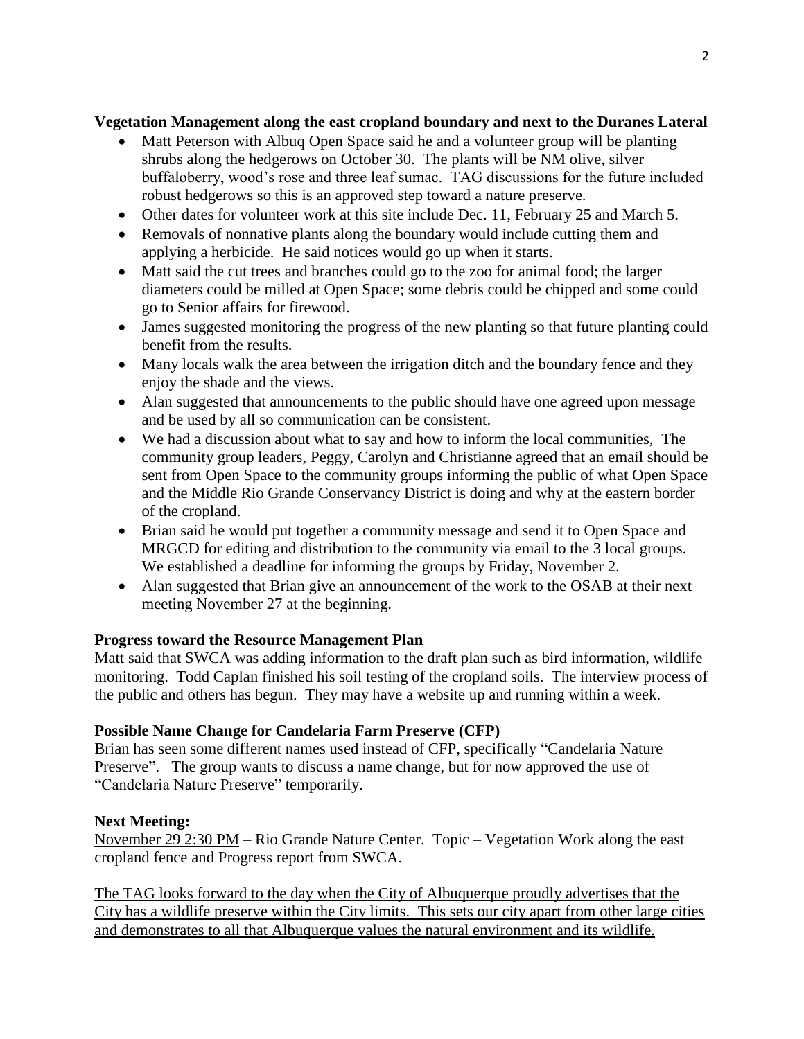**Vegetation Management along the east cropland boundary and next to the Duranes Lateral**

- Matt Peterson with Albuq Open Space said he and a volunteer group will be planting shrubs along the hedgerows on October 30. The plants will be NM olive, silver buffaloberry, wood's rose and three leaf sumac. TAG discussions for the future included robust hedgerows so this is an approved step toward a nature preserve.
- Other dates for volunteer work at this site include Dec. 11, February 25 and March 5.
- Removals of nonnative plants along the boundary would include cutting them and applying a herbicide. He said notices would go up when it starts.
- Matt said the cut trees and branches could go to the zoo for animal food; the larger diameters could be milled at Open Space; some debris could be chipped and some could go to Senior affairs for firewood.
- James suggested monitoring the progress of the new planting so that future planting could benefit from the results.
- Many locals walk the area between the irrigation ditch and the boundary fence and they enjoy the shade and the views.
- Alan suggested that announcements to the public should have one agreed upon message and be used by all so communication can be consistent.
- We had a discussion about what to say and how to inform the local communities, The community group leaders, Peggy, Carolyn and Christianne agreed that an email should be sent from Open Space to the community groups informing the public of what Open Space and the Middle Rio Grande Conservancy District is doing and why at the eastern border of the cropland.
- Brian said he would put together a community message and send it to Open Space and MRGCD for editing and distribution to the community via email to the 3 local groups. We established a deadline for informing the groups by Friday, November 2.
- Alan suggested that Brian give an announcement of the work to the OSAB at their next meeting November 27 at the beginning.

**Progress toward the Resource Management Plan**

Matt said that SWCA was adding information to the draft plan such as bird information, wildlife monitoring. Todd Caplan finished his soil testing of the cropland soils. The interview process of the public and others has begun. They may have a website up and running within a week.

**Possible Name Change for Candelaria Farm Preserve (CFP)**

Brian has seen some different names used instead of CFP, specifically "Candelaria Nature Preserve". The group wants to discuss a name change, but for now approved the use of "Candelaria Nature Preserve" temporarily.

**Next Meeting:**

<u>November 29 2:30 PM</u> – Rio Grande Nature Center. Topic – Vegetation Work along the east cropland fence and Progress report from SWCA.

<u>The TAG looks forward to the day when the City of Albuquerque proudly advertises that the City has a wildlife preserve within the City limits. This sets our city apart from other large cities and demonstrates to all that Albuquerque values the natural environment and its wildlife.</u>